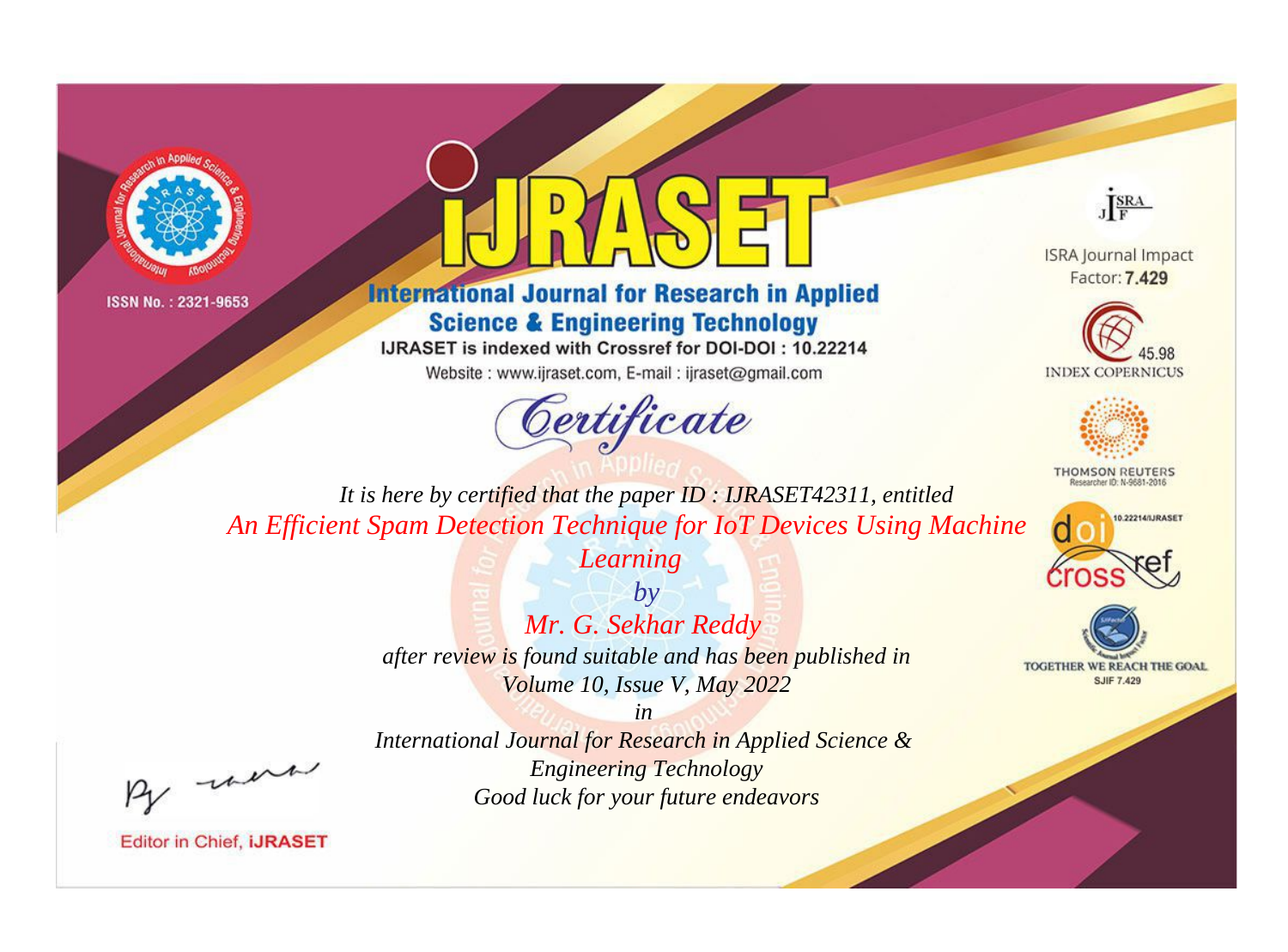ISSN No. : 2321-9653

# iJRASET

## International Journal for Research in Applied Science & Engineering Technology

IJRASET is indexed with Crossref for DOI-DOI : 10.22214

Website : www.ijraset.com, E-mail : ijraset@gmail.com

ISRA Journal Impact Factor: **7.429**

45.98 INDEX COPERNICUS

THOMSON REUTERS Researcher ID: N-9681-2016

10.22214/IJRASET

TOGETHER WE REACH THE GOAL SJIF 7.429

# *Certificate*

*It is here by certified that the paper ID : IJRASET42311, entitled*

*An Efficient Spam Detection Technique for IoT Devices Using Machine Learning*

*by*

*Mr. G. Sekhar Reddy*

*after review is found suitable and has been published in*

*Volume 10, Issue V, May 2022*

*in*

*International Journal for Research in Applied Science & Engineering Technology*

*Good luck for your future endeavors*

Editor in Chief, **iJRASET**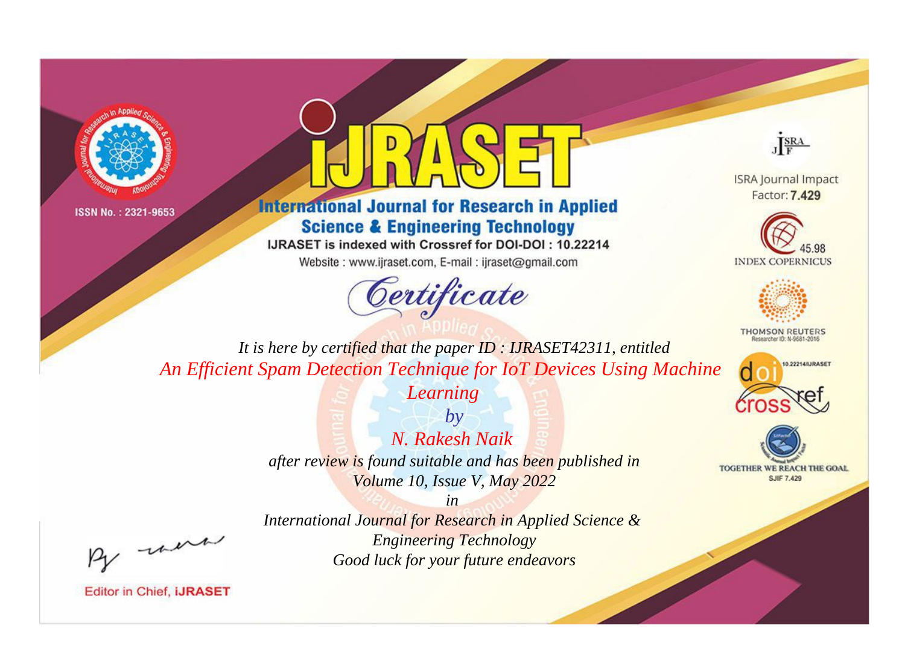ISSN No. : 2321-9653

# iJRASET

## International Journal for Research in Applied Science & Engineering Technology

IJRASET is indexed with Crossref for DOI-DOI : 10.22214

Website : www.ijraset.com, E-mail : ijraset@gmail.com

ISRA Journal Impact Factor: **7.429**

45.98 INDEX COPERNICUS

THOMSON REUTERS Researcher ID: N-9681-2016

10.22214/IJRASET

TOGETHER WE REACH THE GOAL SJIF 7.429

*Certificate*

*It is here by certified that the paper ID : IJRASET42311, entitled*

*An Efficient Spam Detection Technique for IoT Devices Using Machine Learning*

*by*

*N. Rakesh Naik*

*after review is found suitable and has been published in*

*Volume 10, Issue V, May 2022*

*in*

*International Journal for Research in Applied Science & Engineering Technology*

*Good luck for your future endeavors*

Editor in Chief, iJRASET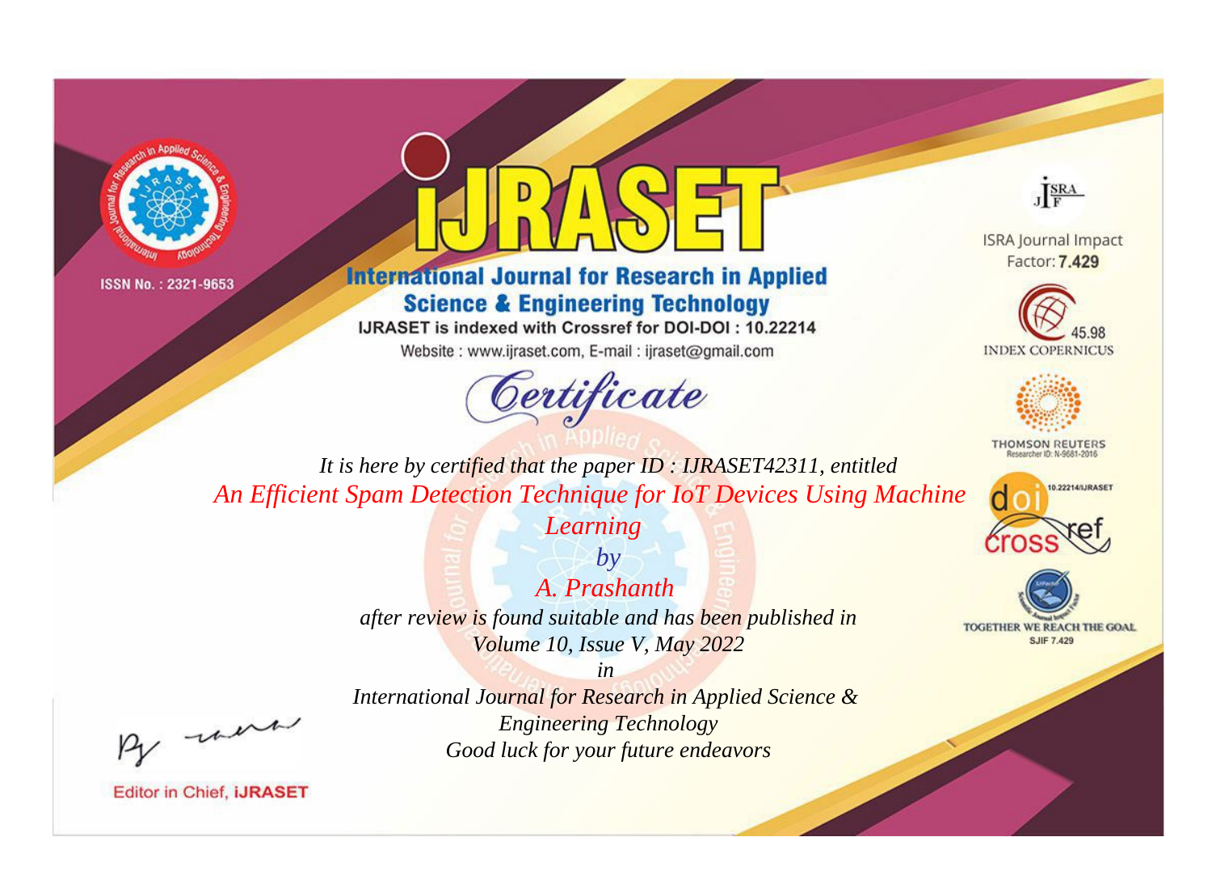ISSN No. : 2321-9653

# iJRASET

## International Journal for Research in Applied Science & Engineering Technology

IJRASET is indexed with Crossref for DOI-DOI : 10.22214

Website : www.ijraset.com, E-mail : ijraset@gmail.com

ISRA Journal Impact Factor: **7.429**

45.98 INDEX COPERNICUS

THOMSON REUTERS Researcher ID: N-9681-2016

10.22214/IJRASET

TOGETHER WE REACH THE GOAL SJIF 7.429

*Certificate*

*It is here by certified that the paper ID : IJRASET42311, entitled*

*An Efficient Spam Detection Technique for IoT Devices Using Machine Learning*

*by*

*A. Prashanth*

*after review is found suitable and has been published in*

*Volume 10, Issue V, May 2022*

*in*

*International Journal for Research in Applied Science & Engineering Technology*

*Good luck for your future endeavors*

Editor in Chief, **iJRASET**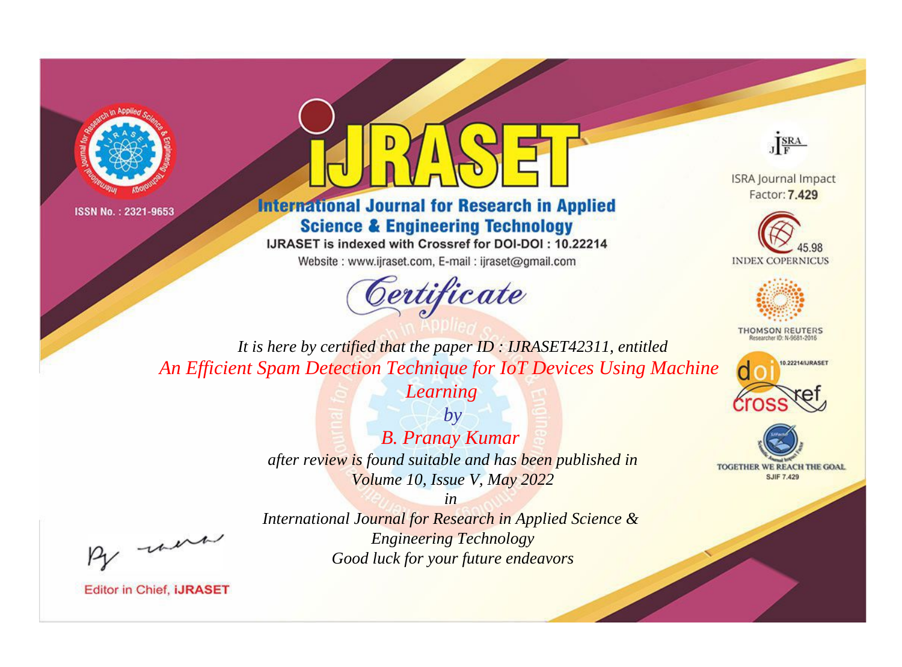ISSN No. : 2321-9653

# IJRASET

## International Journal for Research in Applied Science & Engineering Technology

IJRASET is indexed with Crossref for DOI-DOI : 10.22214

Website : www.ijraset.com, E-mail : ijraset@gmail.com

ISRA Journal Impact Factor: **7.429**

45.98 INDEX COPERNICUS

THOMSON REUTERS Researcher ID: N-9681-2016

10.22214/IJRASET

TOGETHER WE REACH THE GOAL SJIF 7.429

# *Certificate*

*It is here by certified that the paper ID : IJRASET42311, entitled*

*An Efficient Spam Detection Technique for IoT Devices Using Machine Learning*

*by*

*B. Pranay Kumar*

*after review is found suitable and has been published in*

*Volume 10, Issue V, May 2022*

*in*

*International Journal for Research in Applied Science & Engineering Technology*

*Good luck for your future endeavors*

Editor in Chief, **iJRASET**